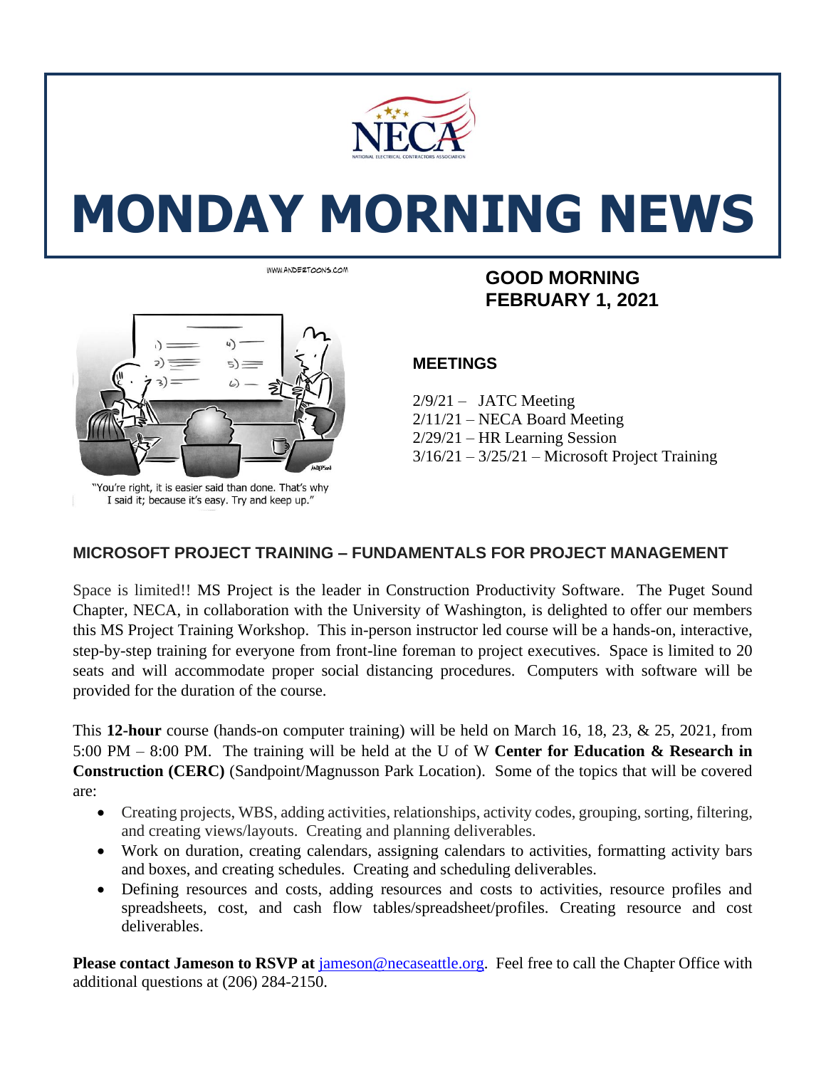# MONDAY MORNING NEWS

WWW.ANDERTOONS.COM

"You're right, it is easier said than done. That's why I said it; because it's easy. Try and keep up."

## GOOD MORNING
## FEBRUARY 1, 2021

### MEETINGS

2/9/21 – JATC Meeting
2/11/21 – NECA Board Meeting
2/29/21 – HR Learning Session
3/16/21 – 3/25/21 – Microsoft Project Training

### MICROSOFT PROJECT TRAINING – FUNDAMENTALS FOR PROJECT MANAGEMENT

Space is limited!! MS Project is the leader in Construction Productivity Software. The Puget Sound Chapter, NECA, in collaboration with the University of Washington, is delighted to offer our members this MS Project Training Workshop. This in-person instructor led course will be a hands-on, interactive, step-by-step training for everyone from front-line foreman to project executives. Space is limited to 20 seats and will accommodate proper social distancing procedures. Computers with software will be provided for the duration of the course.

This **12-hour** course (hands-on computer training) will be held on March 16, 18, 23, & 25, 2021, from 5:00 PM – 8:00 PM. The training will be held at the U of W **Center for Education & Research in Construction (CERC)** (Sandpoint/Magnusson Park Location). Some of the topics that will be covered are:

- Creating projects, WBS, adding activities, relationships, activity codes, grouping, sorting, filtering, and creating views/layouts. Creating and planning deliverables.
- Work on duration, creating calendars, assigning calendars to activities, formatting activity bars and boxes, and creating schedules. Creating and scheduling deliverables.
- Defining resources and costs, adding resources and costs to activities, resource profiles and spreadsheets, cost, and cash flow tables/spreadsheet/profiles. Creating resource and cost deliverables.

**Please contact Jameson to RSVP at** jameson@necaseattle.org. Feel free to call the Chapter Office with additional questions at (206) 284-2150.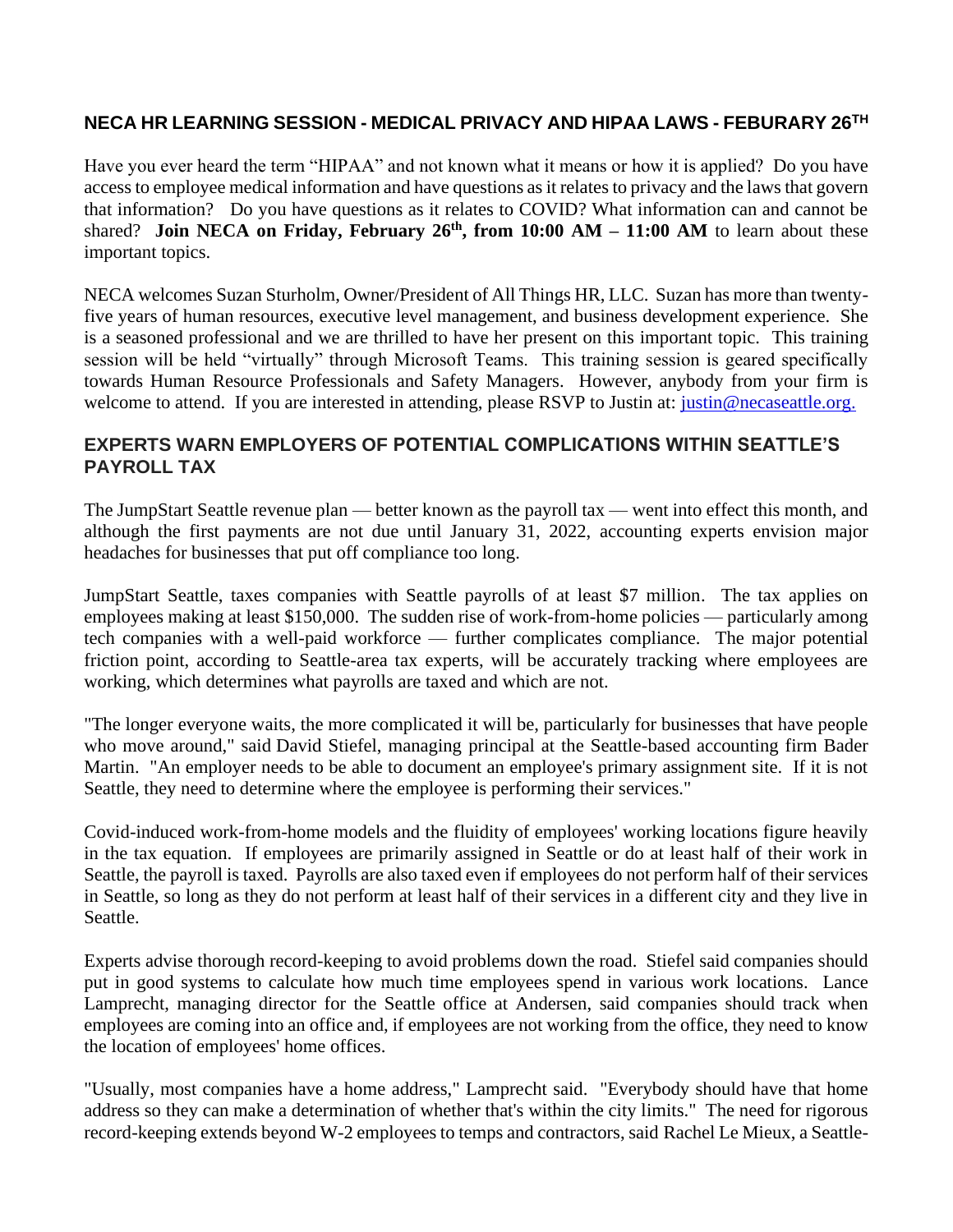## NECA HR LEARNING SESSION - MEDICAL PRIVACY AND HIPAA LAWS - FEBURARY 26TH

Have you ever heard the term "HIPAA" and not known what it means or how it is applied? Do you have access to employee medical information and have questions as it relates to privacy and the laws that govern that information? Do you have questions as it relates to COVID? What information can and cannot be shared? **Join NECA on Friday, February 26th, from 10:00 AM – 11:00 AM** to learn about these important topics.

NECA welcomes Suzan Sturholm, Owner/President of All Things HR, LLC. Suzan has more than twenty-five years of human resources, executive level management, and business development experience. She is a seasoned professional and we are thrilled to have her present on this important topic. This training session will be held "virtually" through Microsoft Teams. This training session is geared specifically towards Human Resource Professionals and Safety Managers. However, anybody from your firm is welcome to attend. If you are interested in attending, please RSVP to Justin at: justin@necaseattle.org.

## EXPERTS WARN EMPLOYERS OF POTENTIAL COMPLICATIONS WITHIN SEATTLE'S PAYROLL TAX

The JumpStart Seattle revenue plan — better known as the payroll tax — went into effect this month, and although the first payments are not due until January 31, 2022, accounting experts envision major headaches for businesses that put off compliance too long.

JumpStart Seattle, taxes companies with Seattle payrolls of at least $7 million. The tax applies on employees making at least $150,000. The sudden rise of work-from-home policies — particularly among tech companies with a well-paid workforce — further complicates compliance. The major potential friction point, according to Seattle-area tax experts, will be accurately tracking where employees are working, which determines what payrolls are taxed and which are not.

"The longer everyone waits, the more complicated it will be, particularly for businesses that have people who move around," said David Stiefel, managing principal at the Seattle-based accounting firm Bader Martin. "An employer needs to be able to document an employee's primary assignment site. If it is not Seattle, they need to determine where the employee is performing their services."

Covid-induced work-from-home models and the fluidity of employees' working locations figure heavily in the tax equation. If employees are primarily assigned in Seattle or do at least half of their work in Seattle, the payroll is taxed. Payrolls are also taxed even if employees do not perform half of their services in Seattle, so long as they do not perform at least half of their services in a different city and they live in Seattle.

Experts advise thorough record-keeping to avoid problems down the road. Stiefel said companies should put in good systems to calculate how much time employees spend in various work locations. Lance Lamprecht, managing director for the Seattle office at Andersen, said companies should track when employees are coming into an office and, if employees are not working from the office, they need to know the location of employees' home offices.

"Usually, most companies have a home address," Lamprecht said. "Everybody should have that home address so they can make a determination of whether that's within the city limits." The need for rigorous record-keeping extends beyond W-2 employees to temps and contractors, said Rachel Le Mieux, a Seattle-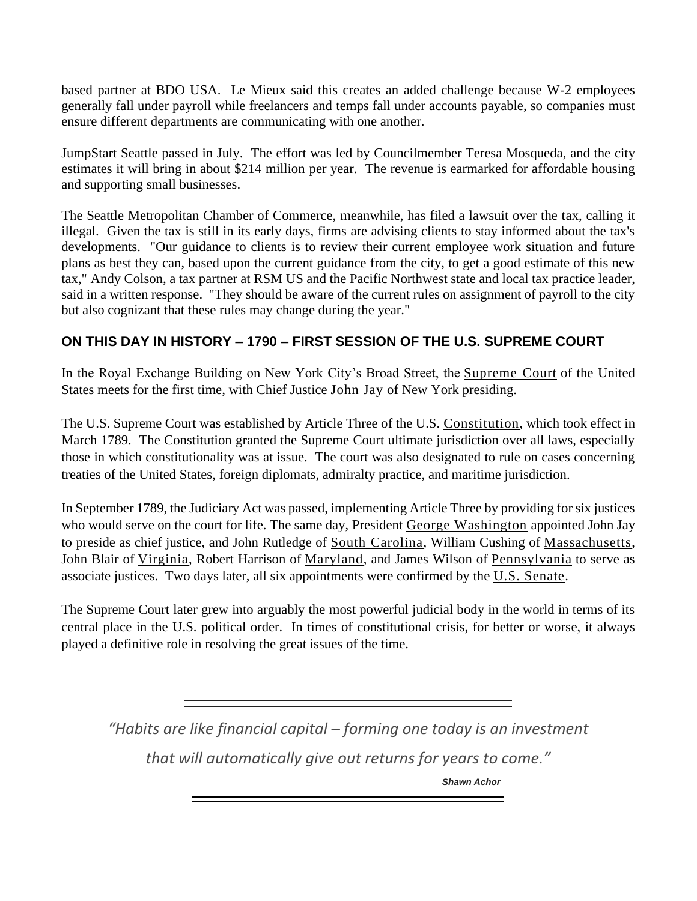based partner at BDO USA. Le Mieux said this creates an added challenge because W-2 employees generally fall under payroll while freelancers and temps fall under accounts payable, so companies must ensure different departments are communicating with one another.

JumpStart Seattle passed in July. The effort was led by Councilmember Teresa Mosqueda, and the city estimates it will bring in about $214 million per year. The revenue is earmarked for affordable housing and supporting small businesses.

The Seattle Metropolitan Chamber of Commerce, meanwhile, has filed a lawsuit over the tax, calling it illegal. Given the tax is still in its early days, firms are advising clients to stay informed about the tax's developments. "Our guidance to clients is to review their current employee work situation and future plans as best they can, based upon the current guidance from the city, to get a good estimate of this new tax," Andy Colson, a tax partner at RSM US and the Pacific Northwest state and local tax practice leader, said in a written response. "They should be aware of the current rules on assignment of payroll to the city but also cognizant that these rules may change during the year."

## ON THIS DAY IN HISTORY – 1790 – FIRST SESSION OF THE U.S. SUPREME COURT

In the Royal Exchange Building on New York City's Broad Street, the Supreme Court of the United States meets for the first time, with Chief Justice John Jay of New York presiding.

The U.S. Supreme Court was established by Article Three of the U.S. Constitution, which took effect in March 1789. The Constitution granted the Supreme Court ultimate jurisdiction over all laws, especially those in which constitutionality was at issue. The court was also designated to rule on cases concerning treaties of the United States, foreign diplomats, admiralty practice, and maritime jurisdiction.

In September 1789, the Judiciary Act was passed, implementing Article Three by providing for six justices who would serve on the court for life. The same day, President George Washington appointed John Jay to preside as chief justice, and John Rutledge of South Carolina, William Cushing of Massachusetts, John Blair of Virginia, Robert Harrison of Maryland, and James Wilson of Pennsylvania to serve as associate justices. Two days later, all six appointments were confirmed by the U.S. Senate.

The Supreme Court later grew into arguably the most powerful judicial body in the world in terms of its central place in the U.S. political order. In times of constitutional crisis, for better or worse, it always played a definitive role in resolving the great issues of the time.

---

*"Habits are like financial capital – forming one today is an investment that will automatically give out returns for years to come."*

***Shawn Achor***

---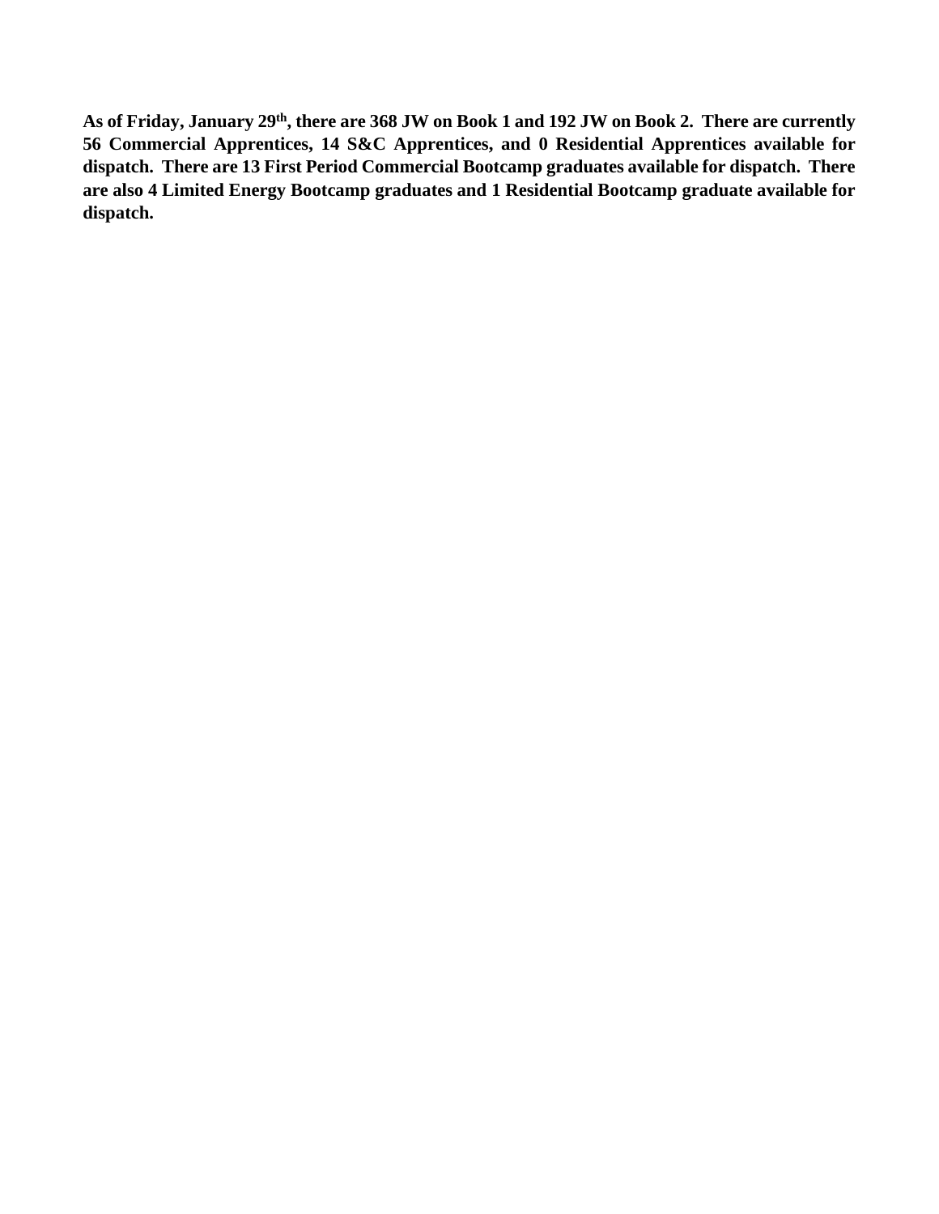**As of Friday, January 29th, there are 368 JW on Book 1 and 192 JW on Book 2. There are currently 56 Commercial Apprentices, 14 S&C Apprentices, and 0 Residential Apprentices available for dispatch. There are 13 First Period Commercial Bootcamp graduates available for dispatch. There are also 4 Limited Energy Bootcamp graduates and 1 Residential Bootcamp graduate available for dispatch.**